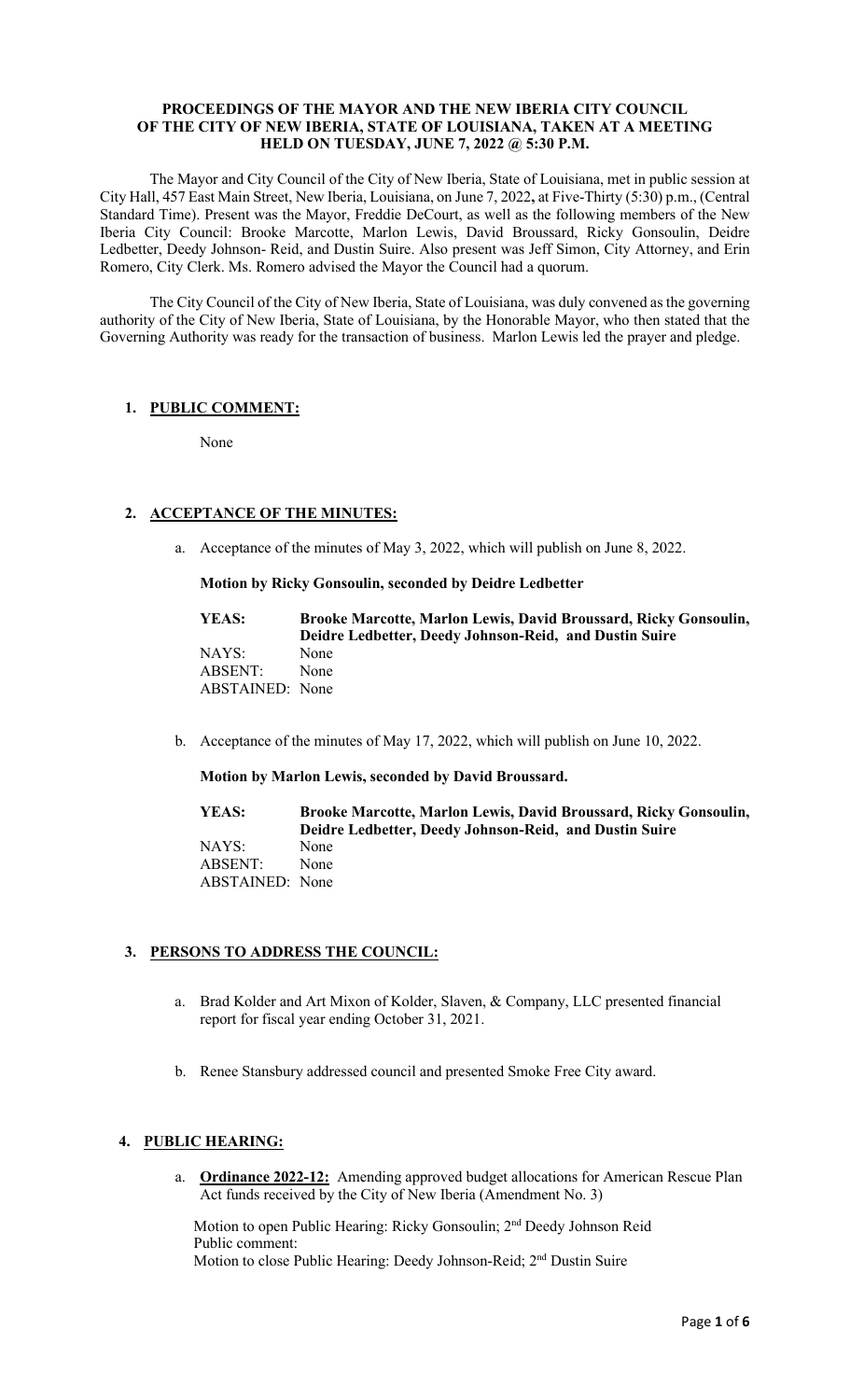**PROCEEDINGS OF THE MAYOR AND THE NEW IBERIA CITY COUNCIL OF THE CITY OF NEW IBERIA, STATE OF LOUISIANA, TAKEN AT A MEETING HELD ON TUESDAY, JUNE 7, 2022 @ 5:30 P.M.**

The Mayor and City Council of the City of New Iberia, State of Louisiana, met in public session at City Hall, 457 East Main Street, New Iberia, Louisiana, on June 7, 2022**,** at Five-Thirty (5:30) p.m., (Central Standard Time). Present was the Mayor, Freddie DeCourt, as well as the following members of the New Iberia City Council: Brooke Marcotte, Marlon Lewis, David Broussard, Ricky Gonsoulin, Deidre Ledbetter, Deedy Johnson- Reid, and Dustin Suire. Also present was Jeff Simon, City Attorney, and Erin Romero, City Clerk. Ms. Romero advised the Mayor the Council had a quorum.

The City Council of the City of New Iberia, State of Louisiana, was duly convened as the governing authority of the City of New Iberia, State of Louisiana, by the Honorable Mayor, who then stated that the Governing Authority was ready for the transaction of business. Marlon Lewis led the prayer and pledge.

1. **PUBLIC COMMENT:**

   None

2. **ACCEPTANCE OF THE MINUTES:**

   a. Acceptance of the minutes of May 3, 2022, which will publish on June 8, 2022.

   **Motion by Ricky Gonsoulin, seconded by Deidre Ledbetter**

   **YEAS:** **Brooke Marcotte, Marlon Lewis, David Broussard, Ricky Gonsoulin, Deidre Ledbetter, Deedy Johnson-Reid, and Dustin Suire**
   NAYS: None
   ABSENT: None
   ABSTAINED: None

   b. Acceptance of the minutes of May 17, 2022, which will publish on June 10, 2022.

   **Motion by Marlon Lewis, seconded by David Broussard.**

   **YEAS:** **Brooke Marcotte, Marlon Lewis, David Broussard, Ricky Gonsoulin, Deidre Ledbetter, Deedy Johnson-Reid, and Dustin Suire**
   NAYS: None
   ABSENT: None
   ABSTAINED: None

3. **PERSONS TO ADDRESS THE COUNCIL:**

   a. Brad Kolder and Art Mixon of Kolder, Slaven, & Company, LLC presented financial report for fiscal year ending October 31, 2021.

   b. Renee Stansbury addressed council and presented Smoke Free City award.

4. **PUBLIC HEARING:**

   a. **Ordinance 2022-12:** Amending approved budget allocations for American Rescue Plan Act funds received by the City of New Iberia (Amendment No. 3)

   Motion to open Public Hearing: Ricky Gonsoulin; 2nd Deedy Johnson Reid
   Public comment:
   Motion to close Public Hearing: Deedy Johnson-Reid; 2nd Dustin Suire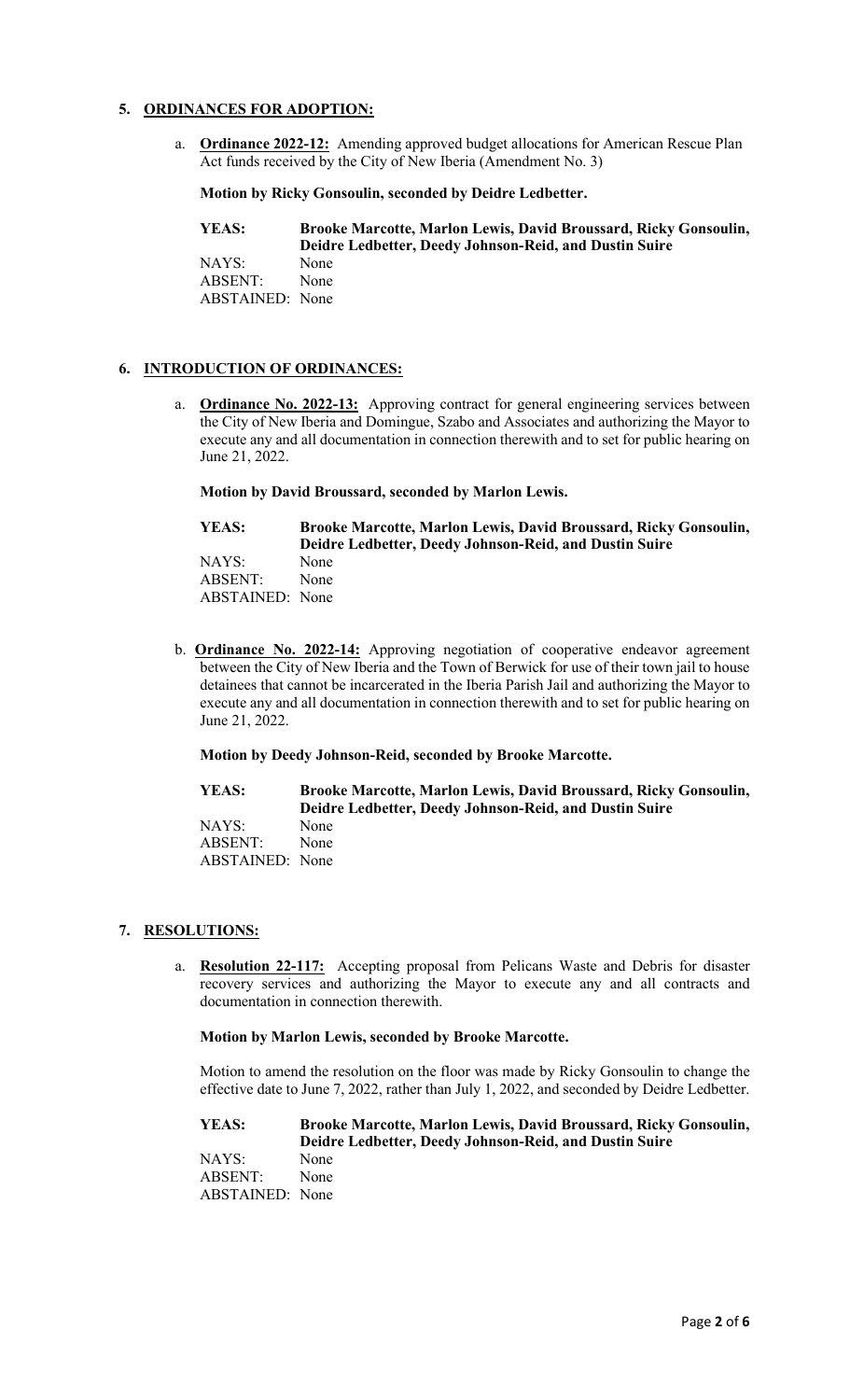## 5. ORDINANCES FOR ADOPTION:

a. **Ordinance 2022-12:** Amending approved budget allocations for American Rescue Plan Act funds received by the City of New Iberia (Amendment No. 3)

**Motion by Ricky Gonsoulin, seconded by Deidre Ledbetter.**

**YEAS:** **Brooke Marcotte, Marlon Lewis, David Broussard, Ricky Gonsoulin, Deidre Ledbetter, Deedy Johnson-Reid, and Dustin Suire**
NAYS: None
ABSENT: None
ABSTAINED: None

## 6. INTRODUCTION OF ORDINANCES:

a. **Ordinance No. 2022-13:** Approving contract for general engineering services between the City of New Iberia and Domingue, Szabo and Associates and authorizing the Mayor to execute any and all documentation in connection therewith and to set for public hearing on June 21, 2022.

**Motion by David Broussard, seconded by Marlon Lewis.**

**YEAS:** **Brooke Marcotte, Marlon Lewis, David Broussard, Ricky Gonsoulin, Deidre Ledbetter, Deedy Johnson-Reid, and Dustin Suire**
NAYS: None
ABSENT: None
ABSTAINED: None

b. **Ordinance No. 2022-14:** Approving negotiation of cooperative endeavor agreement between the City of New Iberia and the Town of Berwick for use of their town jail to house detainees that cannot be incarcerated in the Iberia Parish Jail and authorizing the Mayor to execute any and all documentation in connection therewith and to set for public hearing on June 21, 2022.

**Motion by Deedy Johnson-Reid, seconded by Brooke Marcotte.**

**YEAS:** **Brooke Marcotte, Marlon Lewis, David Broussard, Ricky Gonsoulin, Deidre Ledbetter, Deedy Johnson-Reid, and Dustin Suire**
NAYS: None
ABSENT: None
ABSTAINED: None

## 7. RESOLUTIONS:

a. **Resolution 22-117:** Accepting proposal from Pelicans Waste and Debris for disaster recovery services and authorizing the Mayor to execute any and all contracts and documentation in connection therewith.

**Motion by Marlon Lewis, seconded by Brooke Marcotte.**

Motion to amend the resolution on the floor was made by Ricky Gonsoulin to change the effective date to June 7, 2022, rather than July 1, 2022, and seconded by Deidre Ledbetter.

**YEAS:** **Brooke Marcotte, Marlon Lewis, David Broussard, Ricky Gonsoulin, Deidre Ledbetter, Deedy Johnson-Reid, and Dustin Suire**
NAYS: None
ABSENT: None
ABSTAINED: None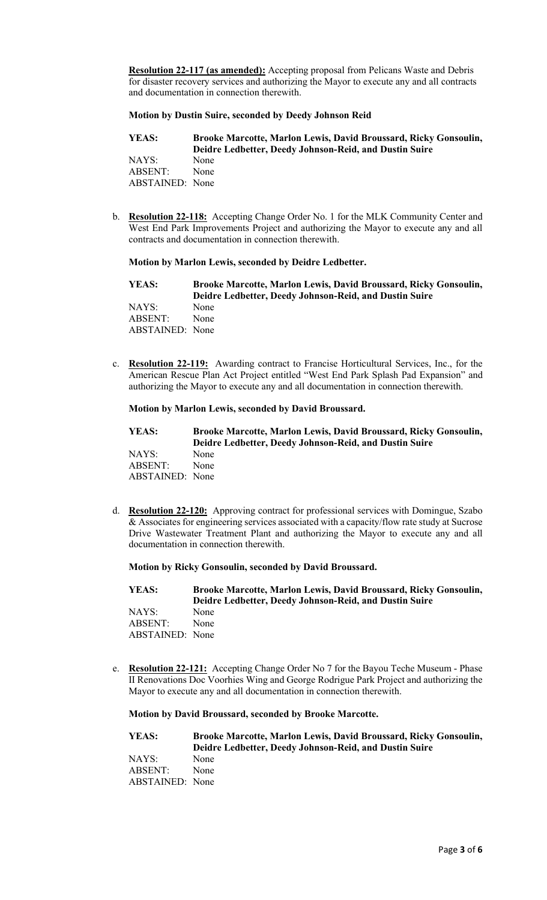**Resolution 22-117 (as amended):** Accepting proposal from Pelicans Waste and Debris for disaster recovery services and authorizing the Mayor to execute any and all contracts and documentation in connection therewith.

**Motion by Dustin Suire, seconded by Deedy Johnson Reid**

**YEAS: Brooke Marcotte, Marlon Lewis, David Broussard, Ricky Gonsoulin, Deidre Ledbetter, Deedy Johnson-Reid, and Dustin Suire**
NAYS: None
ABSENT: None
ABSTAINED: None

b. **Resolution 22-118:** Accepting Change Order No. 1 for the MLK Community Center and West End Park Improvements Project and authorizing the Mayor to execute any and all contracts and documentation in connection therewith.

**Motion by Marlon Lewis, seconded by Deidre Ledbetter.**

**YEAS: Brooke Marcotte, Marlon Lewis, David Broussard, Ricky Gonsoulin, Deidre Ledbetter, Deedy Johnson-Reid, and Dustin Suire**
NAYS: None
ABSENT: None
ABSTAINED: None

c. **Resolution 22-119:** Awarding contract to Francise Horticultural Services, Inc., for the American Rescue Plan Act Project entitled "West End Park Splash Pad Expansion" and authorizing the Mayor to execute any and all documentation in connection therewith.

**Motion by Marlon Lewis, seconded by David Broussard.**

**YEAS: Brooke Marcotte, Marlon Lewis, David Broussard, Ricky Gonsoulin, Deidre Ledbetter, Deedy Johnson-Reid, and Dustin Suire**
NAYS: None
ABSENT: None
ABSTAINED: None

d. **Resolution 22-120:** Approving contract for professional services with Domingue, Szabo & Associates for engineering services associated with a capacity/flow rate study at Sucrose Drive Wastewater Treatment Plant and authorizing the Mayor to execute any and all documentation in connection therewith.

**Motion by Ricky Gonsoulin, seconded by David Broussard.**

**YEAS: Brooke Marcotte, Marlon Lewis, David Broussard, Ricky Gonsoulin, Deidre Ledbetter, Deedy Johnson-Reid, and Dustin Suire**
NAYS: None
ABSENT: None
ABSTAINED: None

e. **Resolution 22-121:** Accepting Change Order No 7 for the Bayou Teche Museum - Phase II Renovations Doc Voorhies Wing and George Rodrigue Park Project and authorizing the Mayor to execute any and all documentation in connection therewith.

**Motion by David Broussard, seconded by Brooke Marcotte.**

**YEAS: Brooke Marcotte, Marlon Lewis, David Broussard, Ricky Gonsoulin, Deidre Ledbetter, Deedy Johnson-Reid, and Dustin Suire**
NAYS: None
ABSENT: None
ABSTAINED: None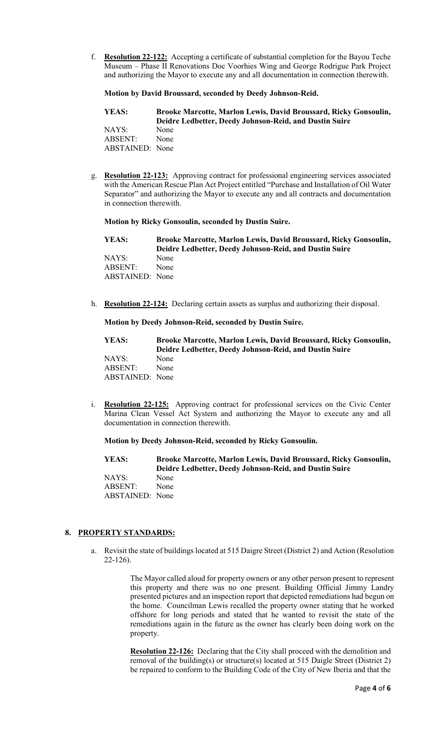f. **Resolution 22-122:** Accepting a certificate of substantial completion for the Bayou Teche Museum – Phase II Renovations Doc Voorhies Wing and George Rodrigue Park Project and authorizing the Mayor to execute any and all documentation in connection therewith.

**Motion by David Broussard, seconded by Deedy Johnson-Reid.**

**YEAS: Brooke Marcotte, Marlon Lewis, David Broussard, Ricky Gonsoulin, Deidre Ledbetter, Deedy Johnson-Reid, and Dustin Suire**
NAYS: None
ABSENT: None
ABSTAINED: None

g. **Resolution 22-123:** Approving contract for professional engineering services associated with the American Rescue Plan Act Project entitled "Purchase and Installation of Oil Water Separator" and authorizing the Mayor to execute any and all contracts and documentation in connection therewith.

**Motion by Ricky Gonsoulin, seconded by Dustin Suire.**

**YEAS: Brooke Marcotte, Marlon Lewis, David Broussard, Ricky Gonsoulin, Deidre Ledbetter, Deedy Johnson-Reid, and Dustin Suire**
NAYS: None
ABSENT: None
ABSTAINED: None

h. **Resolution 22-124:** Declaring certain assets as surplus and authorizing their disposal.

**Motion by Deedy Johnson-Reid, seconded by Dustin Suire.**

**YEAS: Brooke Marcotte, Marlon Lewis, David Broussard, Ricky Gonsoulin, Deidre Ledbetter, Deedy Johnson-Reid, and Dustin Suire**
NAYS: None
ABSENT: None
ABSTAINED: None

i. **Resolution 22-125:** Approving contract for professional services on the Civic Center Marina Clean Vessel Act System and authorizing the Mayor to execute any and all documentation in connection therewith.

**Motion by Deedy Johnson-Reid, seconded by Ricky Gonsoulin.**

**YEAS: Brooke Marcotte, Marlon Lewis, David Broussard, Ricky Gonsoulin, Deidre Ledbetter, Deedy Johnson-Reid, and Dustin Suire**
NAYS: None
ABSENT: None
ABSTAINED: None

## 8. PROPERTY STANDARDS:

a. Revisit the state of buildings located at 515 Daigre Street (District 2) and Action (Resolution 22-126).

The Mayor called aloud for property owners or any other person present to represent this property and there was no one present. Building Official Jimmy Landry presented pictures and an inspection report that depicted remediations had begun on the home. Councilman Lewis recalled the property owner stating that he worked offshore for long periods and stated that he wanted to revisit the state of the remediations again in the future as the owner has clearly been doing work on the property.

**Resolution 22-126:** Declaring that the City shall proceed with the demolition and removal of the building(s) or structure(s) located at 515 Daigle Street (District 2) be repaired to conform to the Building Code of the City of New Iberia and that the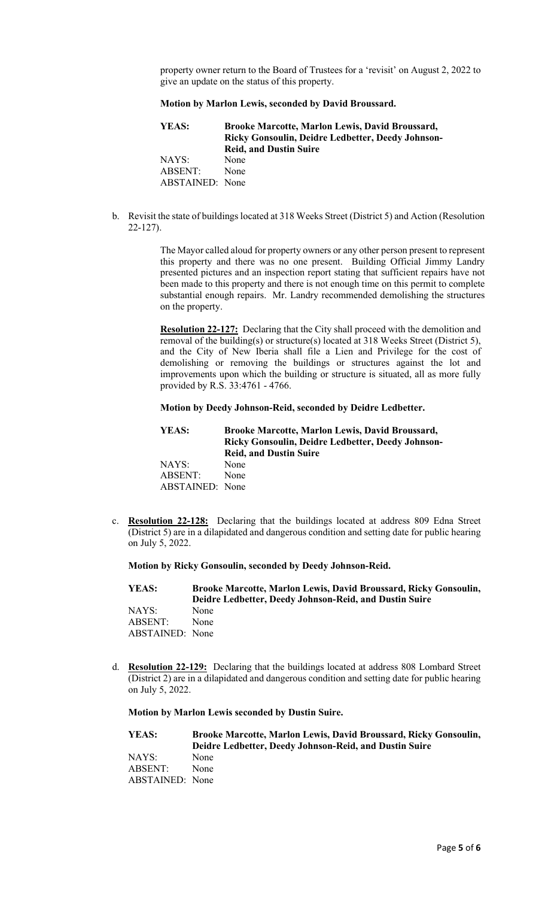property owner return to the Board of Trustees for a 'revisit' on August 2, 2022 to give an update on the status of this property.

**Motion by Marlon Lewis, seconded by David Broussard.**

**YEAS:** **Brooke Marcotte, Marlon Lewis, David Broussard, Ricky Gonsoulin, Deidre Ledbetter, Deedy Johnson-Reid, and Dustin Suire**
NAYS: None
ABSENT: None
ABSTAINED: None

b. Revisit the state of buildings located at 318 Weeks Street (District 5) and Action (Resolution 22-127).

The Mayor called aloud for property owners or any other person present to represent this property and there was no one present. Building Official Jimmy Landry presented pictures and an inspection report stating that sufficient repairs have not been made to this property and there is not enough time on this permit to complete substantial enough repairs. Mr. Landry recommended demolishing the structures on the property.

**Resolution 22-127:** Declaring that the City shall proceed with the demolition and removal of the building(s) or structure(s) located at 318 Weeks Street (District 5), and the City of New Iberia shall file a Lien and Privilege for the cost of demolishing or removing the buildings or structures against the lot and improvements upon which the building or structure is situated, all as more fully provided by R.S. 33:4761 - 4766.

**Motion by Deedy Johnson-Reid, seconded by Deidre Ledbetter.**

**YEAS:** **Brooke Marcotte, Marlon Lewis, David Broussard, Ricky Gonsoulin, Deidre Ledbetter, Deedy Johnson-Reid, and Dustin Suire**
NAYS: None
ABSENT: None
ABSTAINED: None

c. **Resolution 22-128:** Declaring that the buildings located at address 809 Edna Street (District 5) are in a dilapidated and dangerous condition and setting date for public hearing on July 5, 2022.

**Motion by Ricky Gonsoulin, seconded by Deedy Johnson-Reid.**

**YEAS:** **Brooke Marcotte, Marlon Lewis, David Broussard, Ricky Gonsoulin, Deidre Ledbetter, Deedy Johnson-Reid, and Dustin Suire**
NAYS: None
ABSENT: None
ABSTAINED: None

d. **Resolution 22-129:** Declaring that the buildings located at address 808 Lombard Street (District 2) are in a dilapidated and dangerous condition and setting date for public hearing on July 5, 2022.

**Motion by Marlon Lewis seconded by Dustin Suire.**

**YEAS:** **Brooke Marcotte, Marlon Lewis, David Broussard, Ricky Gonsoulin, Deidre Ledbetter, Deedy Johnson-Reid, and Dustin Suire**
NAYS: None
ABSENT: None
ABSTAINED: None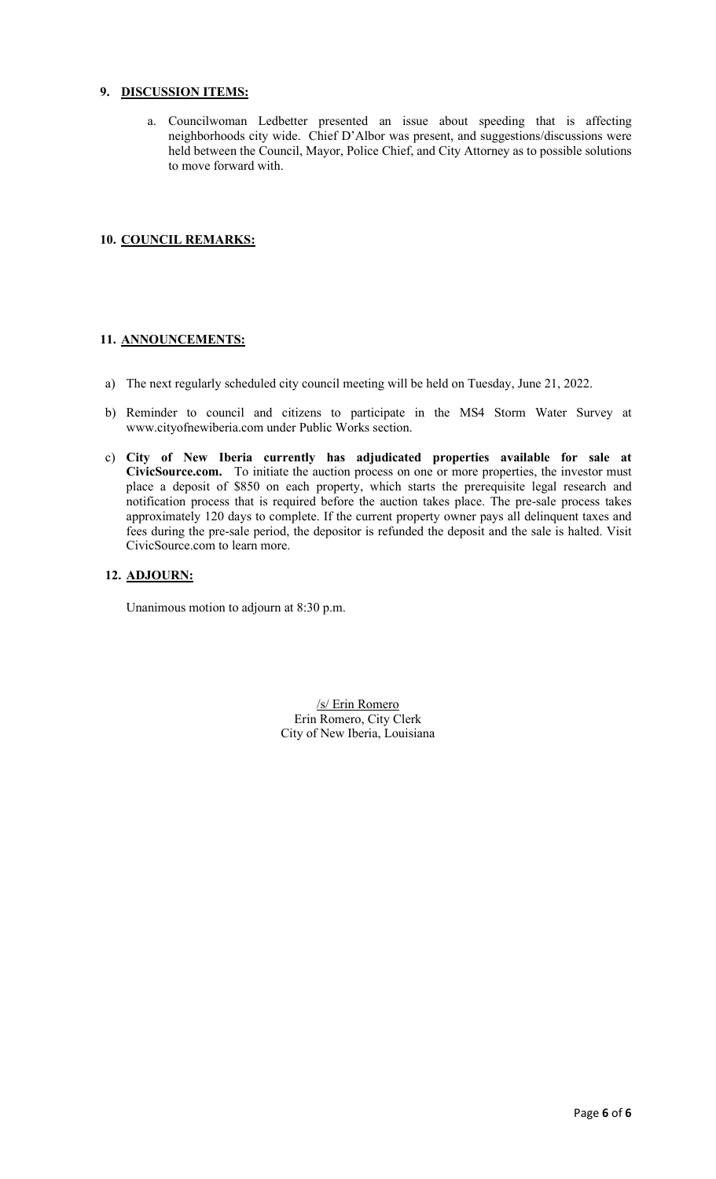## 9. **DISCUSSION ITEMS:**

a. Councilwoman Ledbetter presented an issue about speeding that is affecting neighborhoods city wide. Chief D'Albor was present, and suggestions/discussions were held between the Council, Mayor, Police Chief, and City Attorney as to possible solutions to move forward with.

## 10. **COUNCIL REMARKS:**

## 11. **ANNOUNCEMENTS:**

a) The next regularly scheduled city council meeting will be held on Tuesday, June 21, 2022.

b) Reminder to council and citizens to participate in the MS4 Storm Water Survey at www.cityofnewiberia.com under Public Works section.

c) **City of New Iberia currently has adjudicated properties available for sale at CivicSource.com.** To initiate the auction process on one or more properties, the investor must place a deposit of $850 on each property, which starts the prerequisite legal research and notification process that is required before the auction takes place. The pre-sale process takes approximately 120 days to complete. If the current property owner pays all delinquent taxes and fees during the pre-sale period, the depositor is refunded the deposit and the sale is halted. Visit CivicSource.com to learn more.

## 12. **ADJOURN:**

Unanimous motion to adjourn at 8:30 p.m.

/s/ Erin Romero
Erin Romero, City Clerk
City of New Iberia, Louisiana